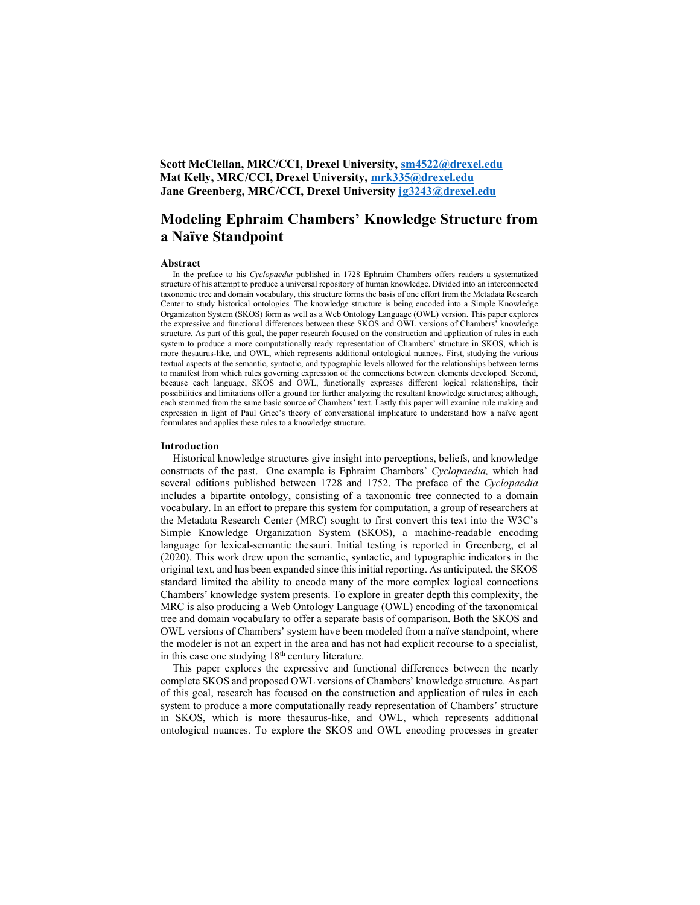**Scott McClellan, MRC/CCI, Drexel University, sm4522@drexel.edu**
**Mat Kelly, MRC/CCI, Drexel University, mrk335@drexel.edu**
**Jane Greenberg, MRC/CCI, Drexel University jg3243@drexel.edu**

# Modeling Ephraim Chambers' Knowledge Structure from a Naïve Standpoint

## Abstract

In the preface to his *Cyclopaedia* published in 1728 Ephraim Chambers offers readers a systematized structure of his attempt to produce a universal repository of human knowledge. Divided into an interconnected taxonomic tree and domain vocabulary, this structure forms the basis of one effort from the Metadata Research Center to study historical ontologies. The knowledge structure is being encoded into a Simple Knowledge Organization System (SKOS) form as well as a Web Ontology Language (OWL) version. This paper explores the expressive and functional differences between these SKOS and OWL versions of Chambers' knowledge structure. As part of this goal, the paper research focused on the construction and application of rules in each system to produce a more computationally ready representation of Chambers' structure in SKOS, which is more thesaurus-like, and OWL, which represents additional ontological nuances. First, studying the various textual aspects at the semantic, syntactic, and typographic levels allowed for the relationships between terms to manifest from which rules governing expression of the connections between elements developed. Second, because each language, SKOS and OWL, functionally expresses different logical relationships, their possibilities and limitations offer a ground for further analyzing the resultant knowledge structures; although, each stemmed from the same basic source of Chambers' text. Lastly this paper will examine rule making and expression in light of Paul Grice's theory of conversational implicature to understand how a naïve agent formulates and applies these rules to a knowledge structure.

## Introduction

Historical knowledge structures give insight into perceptions, beliefs, and knowledge constructs of the past. One example is Ephraim Chambers' *Cyclopaedia,* which had several editions published between 1728 and 1752. The preface of the *Cyclopaedia* includes a bipartite ontology, consisting of a taxonomic tree connected to a domain vocabulary. In an effort to prepare this system for computation, a group of researchers at the Metadata Research Center (MRC) sought to first convert this text into the W3C's Simple Knowledge Organization System (SKOS), a machine-readable encoding language for lexical-semantic thesauri. Initial testing is reported in Greenberg, et al (2020). This work drew upon the semantic, syntactic, and typographic indicators in the original text, and has been expanded since this initial reporting. As anticipated, the SKOS standard limited the ability to encode many of the more complex logical connections Chambers' knowledge system presents. To explore in greater depth this complexity, the MRC is also producing a Web Ontology Language (OWL) encoding of the taxonomical tree and domain vocabulary to offer a separate basis of comparison. Both the SKOS and OWL versions of Chambers' system have been modeled from a naïve standpoint, where the modeler is not an expert in the area and has not had explicit recourse to a specialist, in this case one studying 18th century literature.

This paper explores the expressive and functional differences between the nearly complete SKOS and proposed OWL versions of Chambers' knowledge structure. As part of this goal, research has focused on the construction and application of rules in each system to produce a more computationally ready representation of Chambers' structure in SKOS, which is more thesaurus-like, and OWL, which represents additional ontological nuances. To explore the SKOS and OWL encoding processes in greater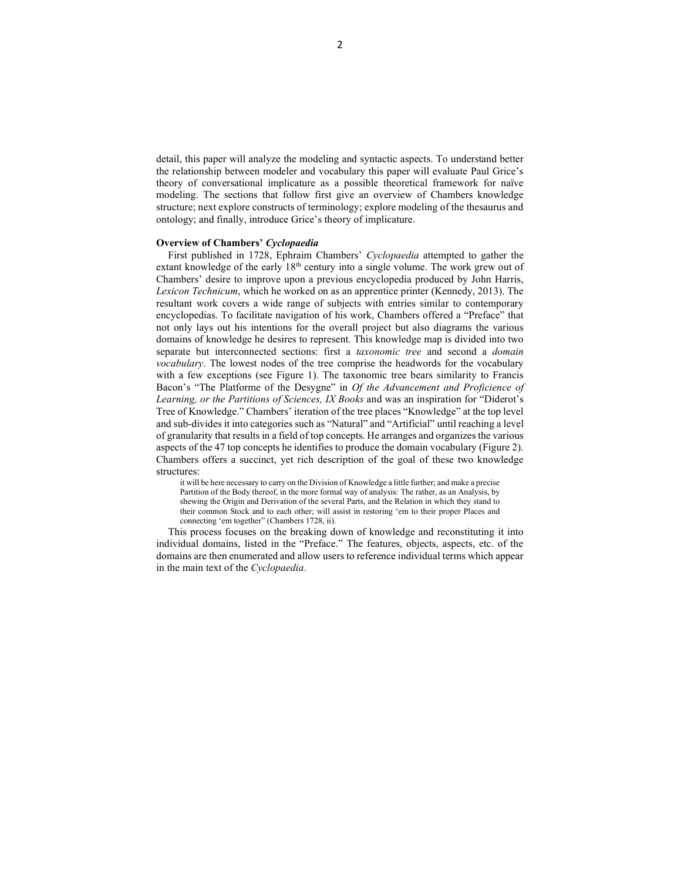detail, this paper will analyze the modeling and syntactic aspects. To understand better the relationship between modeler and vocabulary this paper will evaluate Paul Grice's theory of conversational implicature as a possible theoretical framework for naïve modeling. The sections that follow first give an overview of Chambers knowledge structure; next explore constructs of terminology; explore modeling of the thesaurus and ontology; and finally, introduce Grice's theory of implicature.

**Overview of Chambers'** ***Cyclopaedia***

First published in 1728, Ephraim Chambers' *Cyclopaedia* attempted to gather the extant knowledge of the early 18th century into a single volume. The work grew out of Chambers' desire to improve upon a previous encyclopedia produced by John Harris, *Lexicon Technicum*, which he worked on as an apprentice printer (Kennedy, 2013). The resultant work covers a wide range of subjects with entries similar to contemporary encyclopedias. To facilitate navigation of his work, Chambers offered a "Preface" that not only lays out his intentions for the overall project but also diagrams the various domains of knowledge he desires to represent. This knowledge map is divided into two separate but interconnected sections: first a *taxonomic tree* and second a *domain vocabulary*. The lowest nodes of the tree comprise the headwords for the vocabulary with a few exceptions (see Figure 1). The taxonomic tree bears similarity to Francis Bacon's "The Platforme of the Desygne" in *Of the Advancement and Proficience of Learning, or the Partitions of Sciences, IX Books* and was an inspiration for "Diderot's Tree of Knowledge." Chambers' iteration of the tree places "Knowledge" at the top level and sub-divides it into categories such as "Natural" and "Artificial" until reaching a level of granularity that results in a field of top concepts. He arranges and organizes the various aspects of the 47 top concepts he identifies to produce the domain vocabulary (Figure 2). Chambers offers a succinct, yet rich description of the goal of these two knowledge structures:

> it will be here necessary to carry on the Division of Knowledge a little further; and make a precise Partition of the Body thereof, in the more formal way of analysis: The rather, as an Analysis, by shewing the Origin and Derivation of the several Parts, and the Relation in which they stand to their common Stock and to each other; will assist in restoring 'em to their proper Places and connecting 'em together" (Chambers 1728, ii).

This process focuses on the breaking down of knowledge and reconstituting it into individual domains, listed in the "Preface." The features, objects, aspects, etc. of the domains are then enumerated and allow users to reference individual terms which appear in the main text of the *Cyclopaedia*.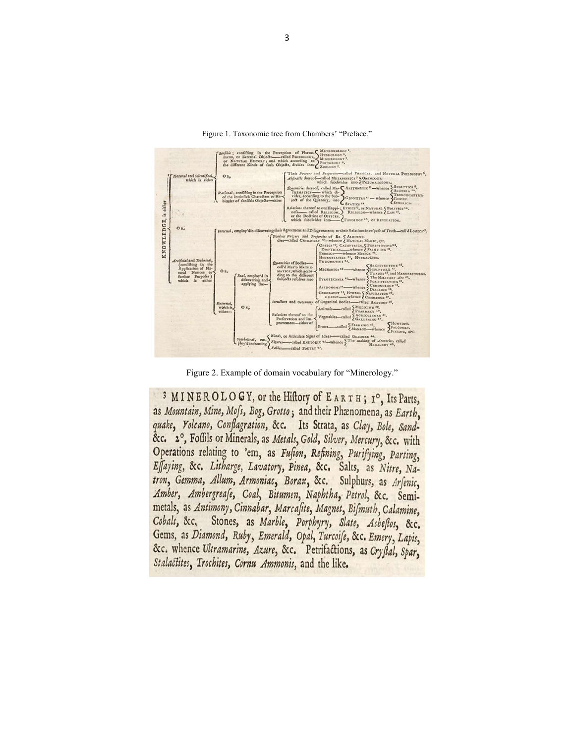Figure 1. Taxonomic tree from Chambers' "Preface."

Figure 2. Example of domain vocabulary for "Minerology."

> [3] MINEROLOGY, or the Hiſtory of EARTH; 1°, Its Parts, as *Mountain*, *Mine*, *Moſs*, *Bog*, *Grotto*; and their Phænomena, as *Earthquake*, *Volcano*, *Conflagration*, &c. Its Strata, as *Clay*, *Bole*, *Sand*&c. 2°, Foſſils or Minerals, as *Metals*, *Gold*, *Silver*, *Mercury*, &c. with Operations relating to 'em, as *Fuſion*, *Refining*, *Purifying*, *Parting*, *Eſſaying*, &c. *Litharge*, *Lavatory*, *Pinea*, &c. Salts, as *Nitre*, *Natron*, *Gemma*, *Allum*, *Armoniac*, *Borax*, &c. Sulphurs, as *Arſenic*, *Amber*, *Ambergreaſe*, *Coal*, *Bitumen*, *Naphtha*, *Petrol*, &c. Semimetals, as *Antimony*, *Cinnabar*, *Marcaſite*, *Magnet*, *Biſmuth*, *Calamine*, *Cobalt*, &c. Stones, as *Marble*, *Porphyry*, *Slate*, *Asbeſtos*, &c. Gems, as *Diamond*, *Ruby*, *Emerald*, *Opal*, *Turcoiſe*, &c. *Emery*, *Lapis*, &c. whence *Ultramarine*, *Azure*, &c. Petrifactions, as *Cryſtal*, *Spar*, *Stalactites*, *Trochites*, *Cornu Ammonis*, and the like.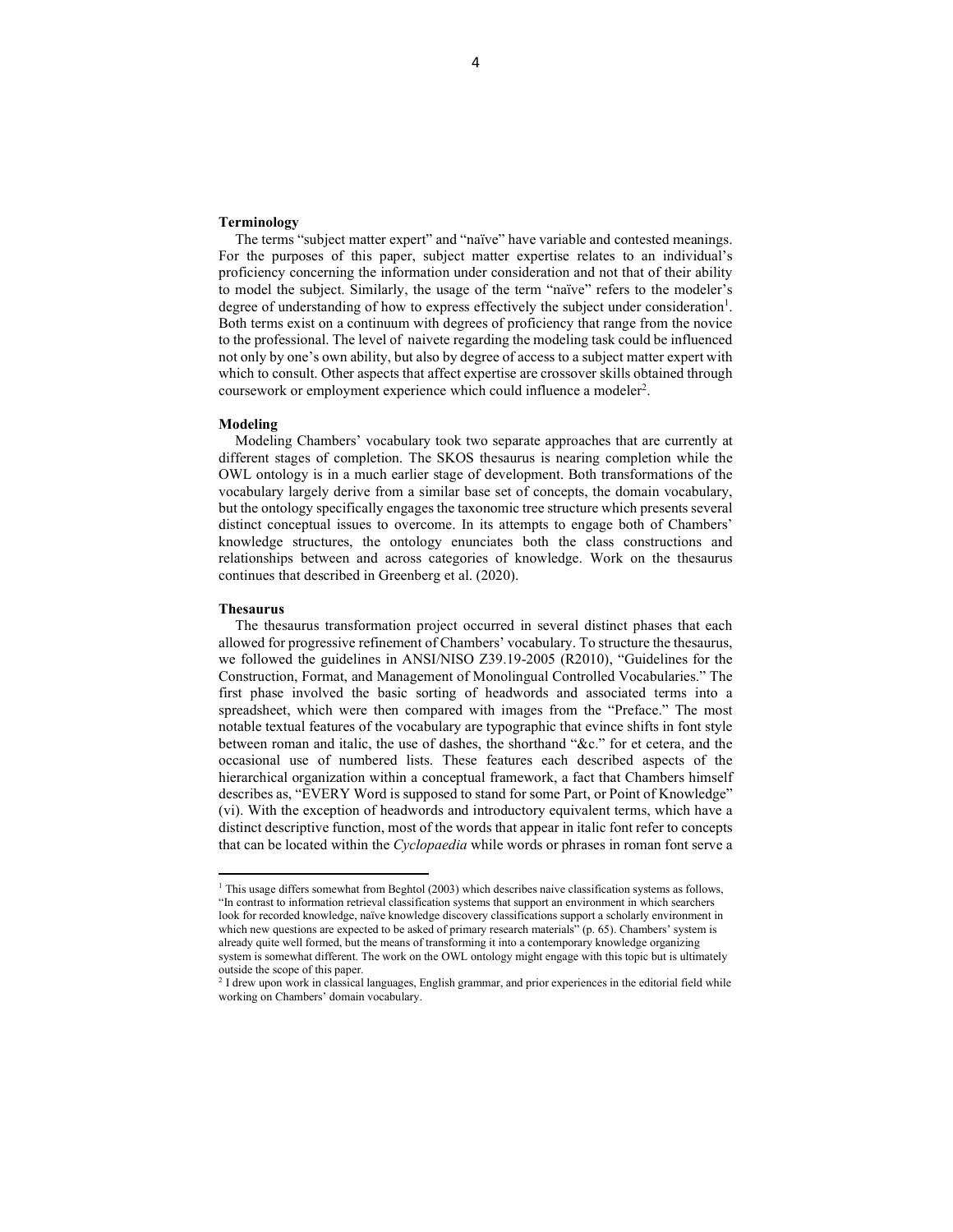**Terminology**

The terms "subject matter expert" and "naïve" have variable and contested meanings. For the purposes of this paper, subject matter expertise relates to an individual's proficiency concerning the information under consideration and not that of their ability to model the subject. Similarly, the usage of the term "naïve" refers to the modeler's degree of understanding of how to express effectively the subject under consideration[1]. Both terms exist on a continuum with degrees of proficiency that range from the novice to the professional. The level of naivete regarding the modeling task could be influenced not only by one's own ability, but also by degree of access to a subject matter expert with which to consult. Other aspects that affect expertise are crossover skills obtained through coursework or employment experience which could influence a modeler[2].

**Modeling**

Modeling Chambers' vocabulary took two separate approaches that are currently at different stages of completion. The SKOS thesaurus is nearing completion while the OWL ontology is in a much earlier stage of development. Both transformations of the vocabulary largely derive from a similar base set of concepts, the domain vocabulary, but the ontology specifically engages the taxonomic tree structure which presents several distinct conceptual issues to overcome. In its attempts to engage both of Chambers' knowledge structures, the ontology enunciates both the class constructions and relationships between and across categories of knowledge. Work on the thesaurus continues that described in Greenberg et al. (2020).

**Thesaurus**

The thesaurus transformation project occurred in several distinct phases that each allowed for progressive refinement of Chambers' vocabulary. To structure the thesaurus, we followed the guidelines in ANSI/NISO Z39.19-2005 (R2010), "Guidelines for the Construction, Format, and Management of Monolingual Controlled Vocabularies." The first phase involved the basic sorting of headwords and associated terms into a spreadsheet, which were then compared with images from the "Preface." The most notable textual features of the vocabulary are typographic that evince shifts in font style between roman and italic, the use of dashes, the shorthand "&c." for et cetera, and the occasional use of numbered lists. These features each described aspects of the hierarchical organization within a conceptual framework, a fact that Chambers himself describes as, "EVERY Word is supposed to stand for some Part, or Point of Knowledge" (vi). With the exception of headwords and introductory equivalent terms, which have a distinct descriptive function, most of the words that appear in italic font refer to concepts that can be located within the *Cyclopaedia* while words or phrases in roman font serve a

---

[1] This usage differs somewhat from Beghtol (2003) which describes naive classification systems as follows, "In contrast to information retrieval classification systems that support an environment in which searchers look for recorded knowledge, naïve knowledge discovery classifications support a scholarly environment in which new questions are expected to be asked of primary research materials" (p. 65). Chambers' system is already quite well formed, but the means of transforming it into a contemporary knowledge organizing system is somewhat different. The work on the OWL ontology might engage with this topic but is ultimately outside the scope of this paper.

[2] I drew upon work in classical languages, English grammar, and prior experiences in the editorial field while working on Chambers' domain vocabulary.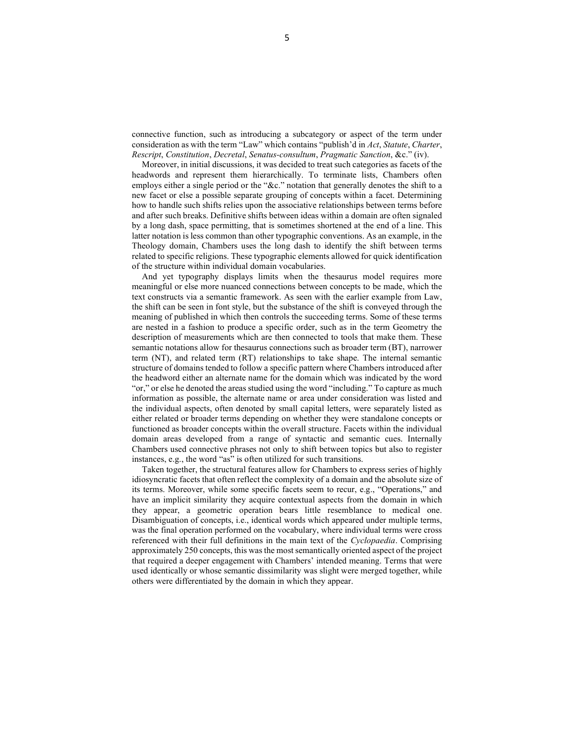connective function, such as introducing a subcategory or aspect of the term under consideration as with the term "Law" which contains "publish'd in *Act*, *Statute*, *Charter*, *Rescript*, *Constitution*, *Decretal*, *Senatus-consultum*, *Pragmatic Sanction*, &c." (iv).

Moreover, in initial discussions, it was decided to treat such categories as facets of the headwords and represent them hierarchically. To terminate lists, Chambers often employs either a single period or the "&c." notation that generally denotes the shift to a new facet or else a possible separate grouping of concepts within a facet. Determining how to handle such shifts relies upon the associative relationships between terms before and after such breaks. Definitive shifts between ideas within a domain are often signaled by a long dash, space permitting, that is sometimes shortened at the end of a line. This latter notation is less common than other typographic conventions. As an example, in the Theology domain, Chambers uses the long dash to identify the shift between terms related to specific religions. These typographic elements allowed for quick identification of the structure within individual domain vocabularies.

And yet typography displays limits when the thesaurus model requires more meaningful or else more nuanced connections between concepts to be made, which the text constructs via a semantic framework. As seen with the earlier example from Law, the shift can be seen in font style, but the substance of the shift is conveyed through the meaning of published in which then controls the succeeding terms. Some of these terms are nested in a fashion to produce a specific order, such as in the term Geometry the description of measurements which are then connected to tools that make them. These semantic notations allow for thesaurus connections such as broader term (BT), narrower term (NT), and related term (RT) relationships to take shape. The internal semantic structure of domains tended to follow a specific pattern where Chambers introduced after the headword either an alternate name for the domain which was indicated by the word "or," or else he denoted the areas studied using the word "including." To capture as much information as possible, the alternate name or area under consideration was listed and the individual aspects, often denoted by small capital letters, were separately listed as either related or broader terms depending on whether they were standalone concepts or functioned as broader concepts within the overall structure. Facets within the individual domain areas developed from a range of syntactic and semantic cues. Internally Chambers used connective phrases not only to shift between topics but also to register instances, e.g., the word "as" is often utilized for such transitions.

Taken together, the structural features allow for Chambers to express series of highly idiosyncratic facets that often reflect the complexity of a domain and the absolute size of its terms. Moreover, while some specific facets seem to recur, e.g., "Operations," and have an implicit similarity they acquire contextual aspects from the domain in which they appear, a geometric operation bears little resemblance to medical one. Disambiguation of concepts, i.e., identical words which appeared under multiple terms, was the final operation performed on the vocabulary, where individual terms were cross referenced with their full definitions in the main text of the *Cyclopaedia*. Comprising approximately 250 concepts, this was the most semantically oriented aspect of the project that required a deeper engagement with Chambers' intended meaning. Terms that were used identically or whose semantic dissimilarity was slight were merged together, while others were differentiated by the domain in which they appear.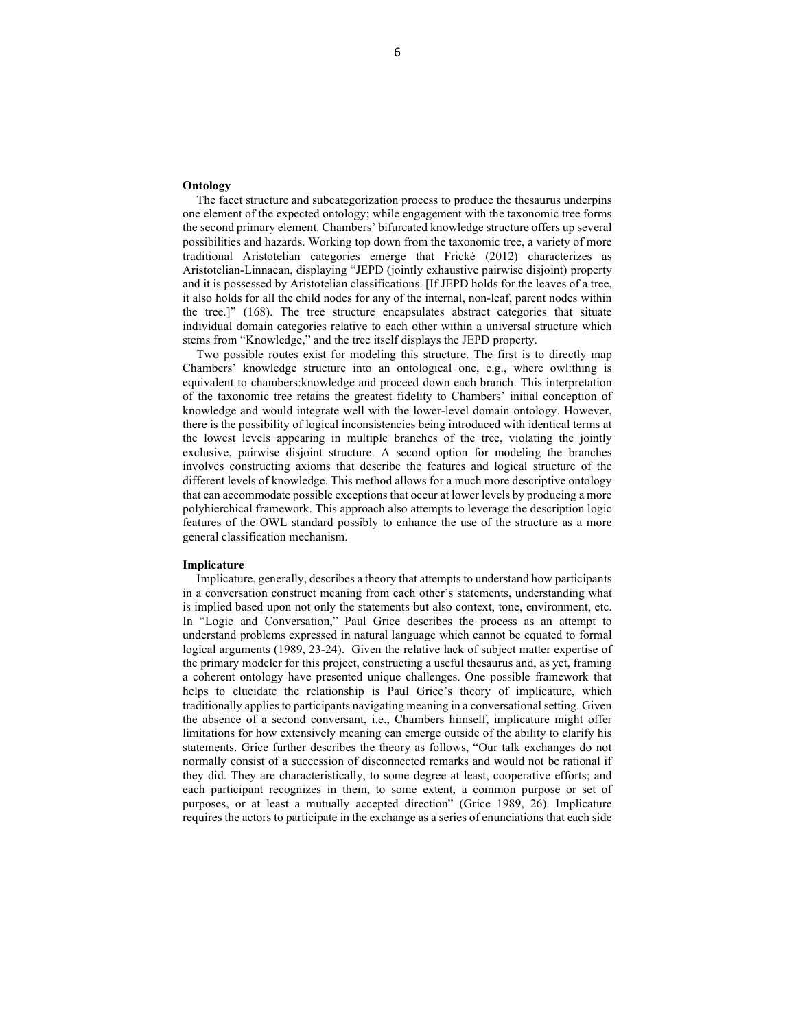**Ontology**

The facet structure and subcategorization process to produce the thesaurus underpins one element of the expected ontology; while engagement with the taxonomic tree forms the second primary element. Chambers' bifurcated knowledge structure offers up several possibilities and hazards. Working top down from the taxonomic tree, a variety of more traditional Aristotelian categories emerge that Frické (2012) characterizes as Aristotelian-Linnaean, displaying "JEPD (jointly exhaustive pairwise disjoint) property and it is possessed by Aristotelian classifications. [If JEPD holds for the leaves of a tree, it also holds for all the child nodes for any of the internal, non-leaf, parent nodes within the tree.]" (168). The tree structure encapsulates abstract categories that situate individual domain categories relative to each other within a universal structure which stems from "Knowledge," and the tree itself displays the JEPD property.

Two possible routes exist for modeling this structure. The first is to directly map Chambers' knowledge structure into an ontological one, e.g., where owl:thing is equivalent to chambers:knowledge and proceed down each branch. This interpretation of the taxonomic tree retains the greatest fidelity to Chambers' initial conception of knowledge and would integrate well with the lower-level domain ontology. However, there is the possibility of logical inconsistencies being introduced with identical terms at the lowest levels appearing in multiple branches of the tree, violating the jointly exclusive, pairwise disjoint structure. A second option for modeling the branches involves constructing axioms that describe the features and logical structure of the different levels of knowledge. This method allows for a much more descriptive ontology that can accommodate possible exceptions that occur at lower levels by producing a more polyhierchical framework. This approach also attempts to leverage the description logic features of the OWL standard possibly to enhance the use of the structure as a more general classification mechanism.

**Implicature**

Implicature, generally, describes a theory that attempts to understand how participants in a conversation construct meaning from each other's statements, understanding what is implied based upon not only the statements but also context, tone, environment, etc. In "Logic and Conversation," Paul Grice describes the process as an attempt to understand problems expressed in natural language which cannot be equated to formal logical arguments (1989, 23-24). Given the relative lack of subject matter expertise of the primary modeler for this project, constructing a useful thesaurus and, as yet, framing a coherent ontology have presented unique challenges. One possible framework that helps to elucidate the relationship is Paul Grice's theory of implicature, which traditionally applies to participants navigating meaning in a conversational setting. Given the absence of a second conversant, i.e., Chambers himself, implicature might offer limitations for how extensively meaning can emerge outside of the ability to clarify his statements. Grice further describes the theory as follows, "Our talk exchanges do not normally consist of a succession of disconnected remarks and would not be rational if they did. They are characteristically, to some degree at least, cooperative efforts; and each participant recognizes in them, to some extent, a common purpose or set of purposes, or at least a mutually accepted direction" (Grice 1989, 26). Implicature requires the actors to participate in the exchange as a series of enunciations that each side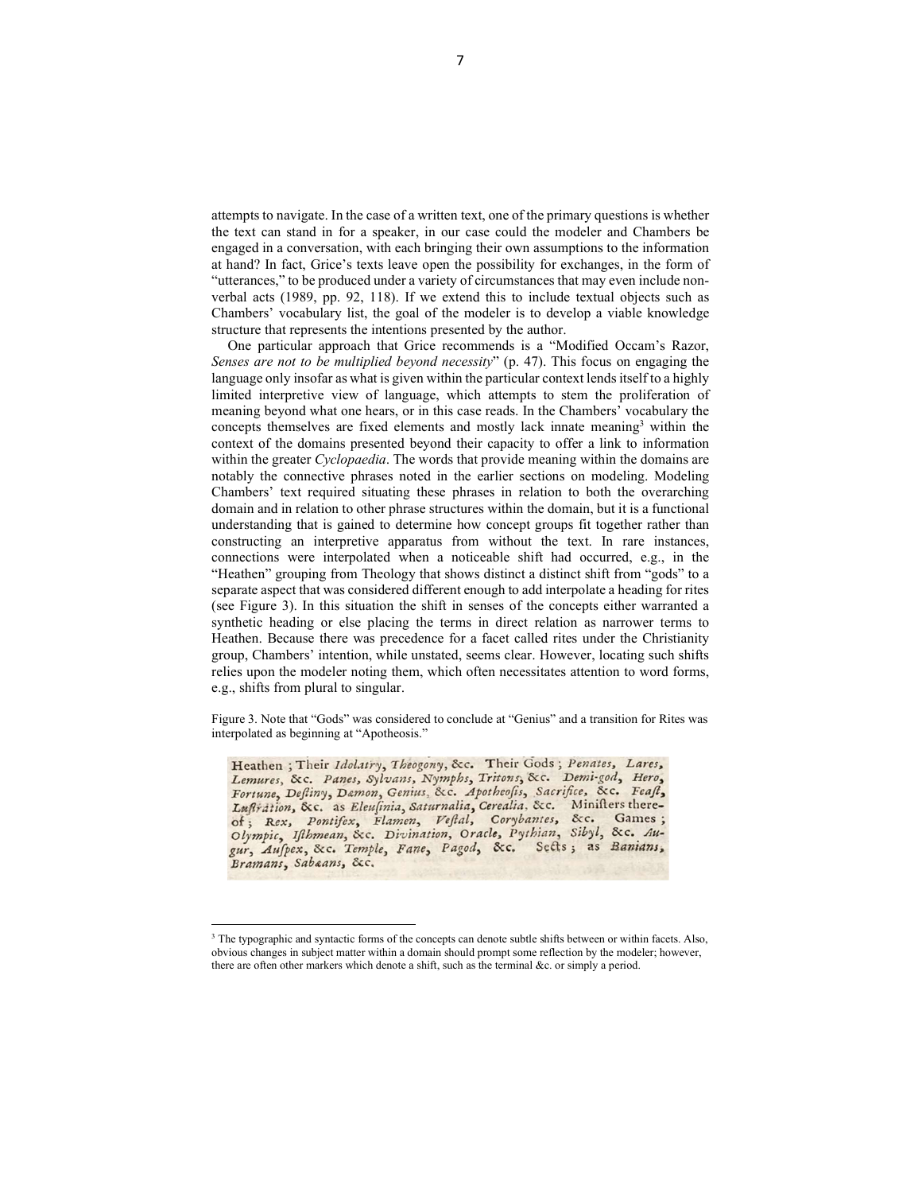attempts to navigate. In the case of a written text, one of the primary questions is whether the text can stand in for a speaker, in our case could the modeler and Chambers be engaged in a conversation, with each bringing their own assumptions to the information at hand? In fact, Grice's texts leave open the possibility for exchanges, in the form of "utterances," to be produced under a variety of circumstances that may even include non-verbal acts (1989, pp. 92, 118). If we extend this to include textual objects such as Chambers' vocabulary list, the goal of the modeler is to develop a viable knowledge structure that represents the intentions presented by the author.

One particular approach that Grice recommends is a "Modified Occam's Razor, *Senses are not to be multiplied beyond necessity*" (p. 47). This focus on engaging the language only insofar as what is given within the particular context lends itself to a highly limited interpretive view of language, which attempts to stem the proliferation of meaning beyond what one hears, or in this case reads. In the Chambers' vocabulary the concepts themselves are fixed elements and mostly lack innate meaning[3] within the context of the domains presented beyond their capacity to offer a link to information within the greater *Cyclopaedia*. The words that provide meaning within the domains are notably the connective phrases noted in the earlier sections on modeling. Modeling Chambers' text required situating these phrases in relation to both the overarching domain and in relation to other phrase structures within the domain, but it is a functional understanding that is gained to determine how concept groups fit together rather than constructing an interpretive apparatus from without the text. In rare instances, connections were interpolated when a noticeable shift had occurred, e.g., in the "Heathen" grouping from Theology that shows distinct a distinct shift from "gods" to a separate aspect that was considered different enough to add interpolate a heading for rites (see Figure 3). In this situation the shift in senses of the concepts either warranted a synthetic heading or else placing the terms in direct relation as narrower terms to Heathen. Because there was precedence for a facet called rites under the Christianity group, Chambers' intention, while unstated, seems clear. However, locating such shifts relies upon the modeler noting them, which often necessitates attention to word forms, e.g., shifts from plural to singular.

Figure 3. Note that "Gods" was considered to conclude at "Genius" and a transition for Rites was interpolated as beginning at "Apotheosis."

> Heathen ; Their *Idolatry*, *Theogony*, &c. Their Gods ; *Penates*, *Lares*, *Lemures*, &c. *Panes*, *Sylvans*, *Nymphs*, *Tritons*, &c. *Demi-god*, *Hero*, *Fortune*, *Deſtiny*, *Dæmon*, *Genius*, &c. *Apotheoſis*, *Sacrifice*, &c. *Feaſt*, *Luſtration*, &c. as *Eleuſinia*, *Saturnalia*, *Cerealia*, &c. Miniſters thereof ; *Rex*, *Pontifex*, *Flamen*, *Veſtal*, *Corybantes*, &c. Games ; *Olympic*, *Iſthmean*, &c. *Divination*, *Oracle*, *Pythian*, *Sibyl*, &c. *Augur*, *Auſpex*, &c. *Temple*, *Fane*, *Pagod*, &c. Sects ; as *Banians*, *Bramans*, *Sabæans*, &c.

[3] The typographic and syntactic forms of the concepts can denote subtle shifts between or within facets. Also, obvious changes in subject matter within a domain should prompt some reflection by the modeler; however, there are often other markers which denote a shift, such as the terminal &c. or simply a period.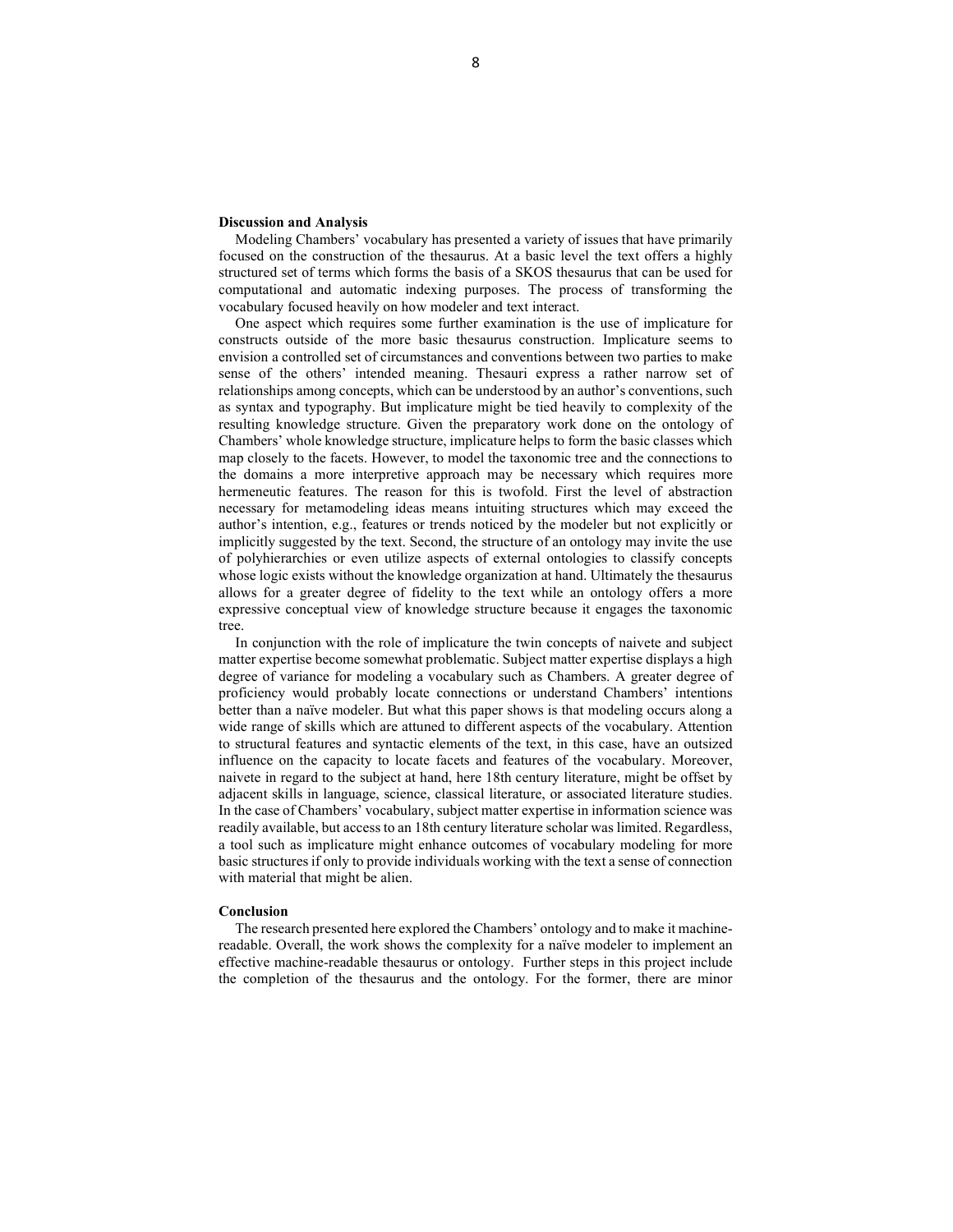## Discussion and Analysis

Modeling Chambers' vocabulary has presented a variety of issues that have primarily focused on the construction of the thesaurus. At a basic level the text offers a highly structured set of terms which forms the basis of a SKOS thesaurus that can be used for computational and automatic indexing purposes. The process of transforming the vocabulary focused heavily on how modeler and text interact.

One aspect which requires some further examination is the use of implicature for constructs outside of the more basic thesaurus construction. Implicature seems to envision a controlled set of circumstances and conventions between two parties to make sense of the others' intended meaning. Thesauri express a rather narrow set of relationships among concepts, which can be understood by an author's conventions, such as syntax and typography. But implicature might be tied heavily to complexity of the resulting knowledge structure. Given the preparatory work done on the ontology of Chambers' whole knowledge structure, implicature helps to form the basic classes which map closely to the facets. However, to model the taxonomic tree and the connections to the domains a more interpretive approach may be necessary which requires more hermeneutic features. The reason for this is twofold. First the level of abstraction necessary for metamodeling ideas means intuiting structures which may exceed the author's intention, e.g., features or trends noticed by the modeler but not explicitly or implicitly suggested by the text. Second, the structure of an ontology may invite the use of polyhierarchies or even utilize aspects of external ontologies to classify concepts whose logic exists without the knowledge organization at hand. Ultimately the thesaurus allows for a greater degree of fidelity to the text while an ontology offers a more expressive conceptual view of knowledge structure because it engages the taxonomic tree.

In conjunction with the role of implicature the twin concepts of naivete and subject matter expertise become somewhat problematic. Subject matter expertise displays a high degree of variance for modeling a vocabulary such as Chambers. A greater degree of proficiency would probably locate connections or understand Chambers' intentions better than a naïve modeler. But what this paper shows is that modeling occurs along a wide range of skills which are attuned to different aspects of the vocabulary. Attention to structural features and syntactic elements of the text, in this case, have an outsized influence on the capacity to locate facets and features of the vocabulary. Moreover, naivete in regard to the subject at hand, here 18th century literature, might be offset by adjacent skills in language, science, classical literature, or associated literature studies. In the case of Chambers' vocabulary, subject matter expertise in information science was readily available, but access to an 18th century literature scholar was limited. Regardless, a tool such as implicature might enhance outcomes of vocabulary modeling for more basic structures if only to provide individuals working with the text a sense of connection with material that might be alien.

## Conclusion

The research presented here explored the Chambers' ontology and to make it machine-readable. Overall, the work shows the complexity for a naïve modeler to implement an effective machine-readable thesaurus or ontology. Further steps in this project include the completion of the thesaurus and the ontology. For the former, there are minor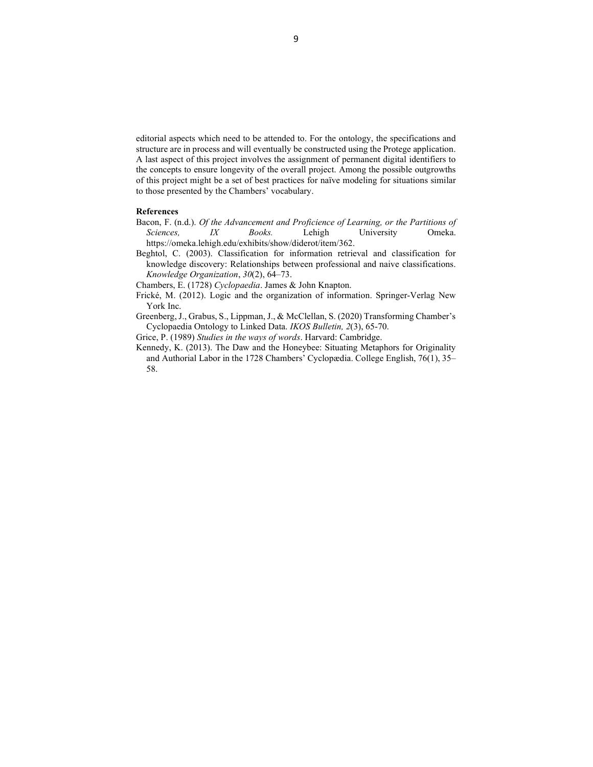editorial aspects which need to be attended to. For the ontology, the specifications and structure are in process and will eventually be constructed using the Protege application. A last aspect of this project involves the assignment of permanent digital identifiers to the concepts to ensure longevity of the overall project. Among the possible outgrowths of this project might be a set of best practices for naïve modeling for situations similar to those presented by the Chambers' vocabulary.

**References**

Bacon, F. (n.d.). *Of the Advancement and Proficience of Learning, or the Partitions of Sciences, IX Books.* Lehigh University Omeka. https://omeka.lehigh.edu/exhibits/show/diderot/item/362.

Beghtol, C. (2003). Classification for information retrieval and classification for knowledge discovery: Relationships between professional and naive classifications. *Knowledge Organization*, *30*(2), 64–73.

Chambers, E. (1728) *Cyclopaedia*. James & John Knapton.

Frické, M. (2012). Logic and the organization of information. Springer-Verlag New York Inc.

Greenberg, J., Grabus, S., Lippman, J., & McClellan, S. (2020) Transforming Chamber's Cyclopaedia Ontology to Linked Data. *IKOS Bulletin, 2*(3), 65-70.

Grice, P. (1989) *Studies in the ways of words*. Harvard: Cambridge.

Kennedy, K. (2013). The Daw and the Honeybee: Situating Metaphors for Originality and Authorial Labor in the 1728 Chambers' Cyclopædia. College English, 76(1), 35–58.